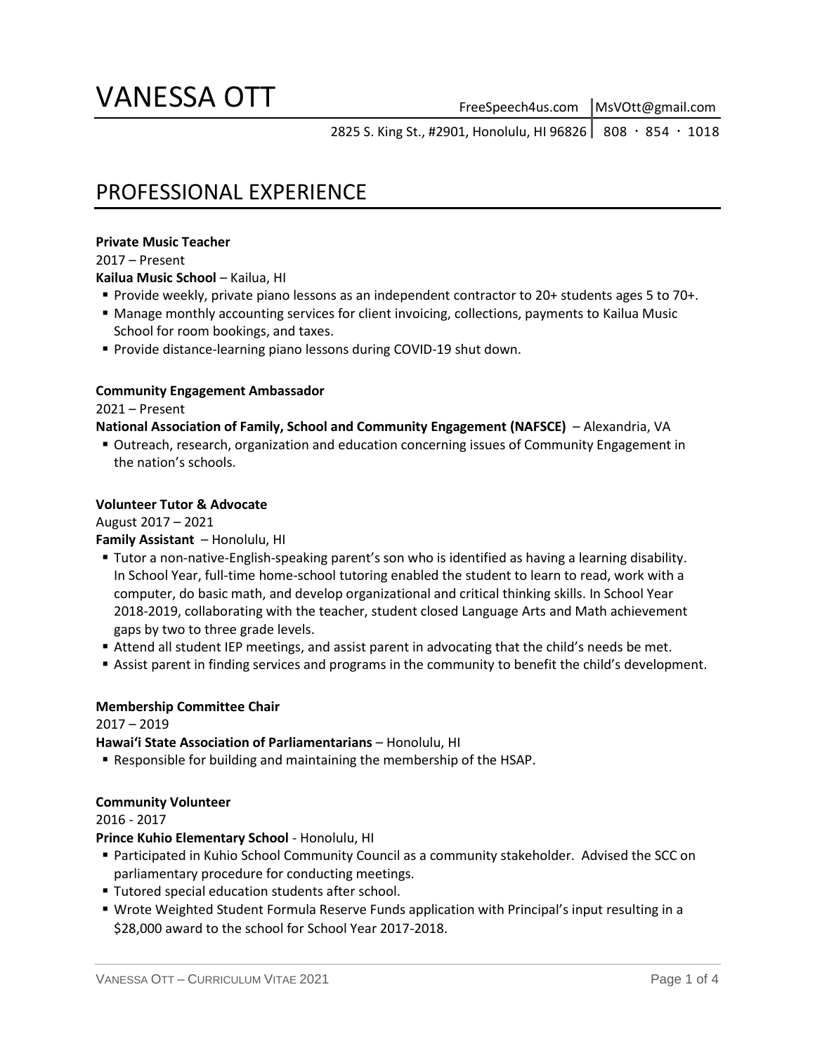# VANESSA OTT

FreeSpeech4us.com | MsVOtt@gmail.com

2825 S. King St., #2901, Honolulu, HI 96826 | 808 · 854 · 1018

## PROFESSIONAL EXPERIENCE

**Private Music Teacher**
2017 – Present
**Kailua Music School** – Kailua, HI

- Provide weekly, private piano lessons as an independent contractor to 20+ students ages 5 to 70+.
- Manage monthly accounting services for client invoicing, collections, payments to Kailua Music School for room bookings, and taxes.
- Provide distance-learning piano lessons during COVID-19 shut down.

**Community Engagement Ambassador**
2021 – Present
**National Association of Family, School and Community Engagement (NAFSCE)** – Alexandria, VA

- Outreach, research, organization and education concerning issues of Community Engagement in the nation's schools.

**Volunteer Tutor & Advocate**
August 2017 – 2021
**Family Assistant** – Honolulu, HI

- Tutor a non-native-English-speaking parent's son who is identified as having a learning disability. In School Year, full-time home-school tutoring enabled the student to learn to read, work with a computer, do basic math, and develop organizational and critical thinking skills. In School Year 2018-2019, collaborating with the teacher, student closed Language Arts and Math achievement gaps by two to three grade levels.
- Attend all student IEP meetings, and assist parent in advocating that the child's needs be met.
- Assist parent in finding services and programs in the community to benefit the child's development.

**Membership Committee Chair**
2017 – 2019
**Hawai'i State Association of Parliamentarians** – Honolulu, HI

- Responsible for building and maintaining the membership of the HSAP.

**Community Volunteer**
2016 - 2017
**Prince Kuhio Elementary School** - Honolulu, HI

- Participated in Kuhio School Community Council as a community stakeholder. Advised the SCC on parliamentary procedure for conducting meetings.
- Tutored special education students after school.
- Wrote Weighted Student Formula Reserve Funds application with Principal's input resulting in a $28,000 award to the school for School Year 2017-2018.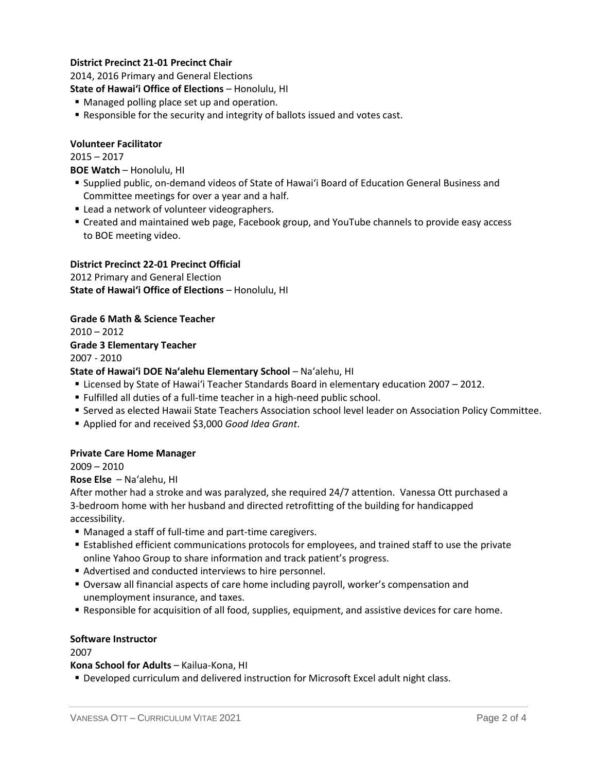**District Precinct 21-01 Precinct Chair**
2014, 2016 Primary and General Elections
**State of Hawaiʻi Office of Elections** – Honolulu, HI

- Managed polling place set up and operation.
- Responsible for the security and integrity of ballots issued and votes cast.

**Volunteer Facilitator**
2015 – 2017
**BOE Watch** – Honolulu, HI

- Supplied public, on-demand videos of State of Hawaiʻi Board of Education General Business and Committee meetings for over a year and a half.
- Lead a network of volunteer videographers.
- Created and maintained web page, Facebook group, and YouTube channels to provide easy access to BOE meeting video.

**District Precinct 22-01 Precinct Official**
2012 Primary and General Election
**State of Hawaiʻi Office of Elections** – Honolulu, HI

**Grade 6 Math & Science Teacher**
2010 – 2012
**Grade 3 Elementary Teacher**
2007 - 2010
**State of Hawaiʻi DOE Naʻalehu Elementary School** – Naʻalehu, HI

- Licensed by State of Hawaiʻi Teacher Standards Board in elementary education 2007 – 2012.
- Fulfilled all duties of a full-time teacher in a high-need public school.
- Served as elected Hawaii State Teachers Association school level leader on Association Policy Committee.
- Applied for and received $3,000 *Good Idea Grant*.

**Private Care Home Manager**
2009 – 2010
**Rose Else** – Naʻalehu, HI
After mother had a stroke and was paralyzed, she required 24/7 attention. Vanessa Ott purchased a 3-bedroom home with her husband and directed retrofitting of the building for handicapped accessibility.

- Managed a staff of full-time and part-time caregivers.
- Established efficient communications protocols for employees, and trained staff to use the private online Yahoo Group to share information and track patient's progress.
- Advertised and conducted interviews to hire personnel.
- Oversaw all financial aspects of care home including payroll, worker's compensation and unemployment insurance, and taxes.
- Responsible for acquisition of all food, supplies, equipment, and assistive devices for care home.

**Software Instructor**
2007
**Kona School for Adults** – Kailua-Kona, HI

- Developed curriculum and delivered instruction for Microsoft Excel adult night class.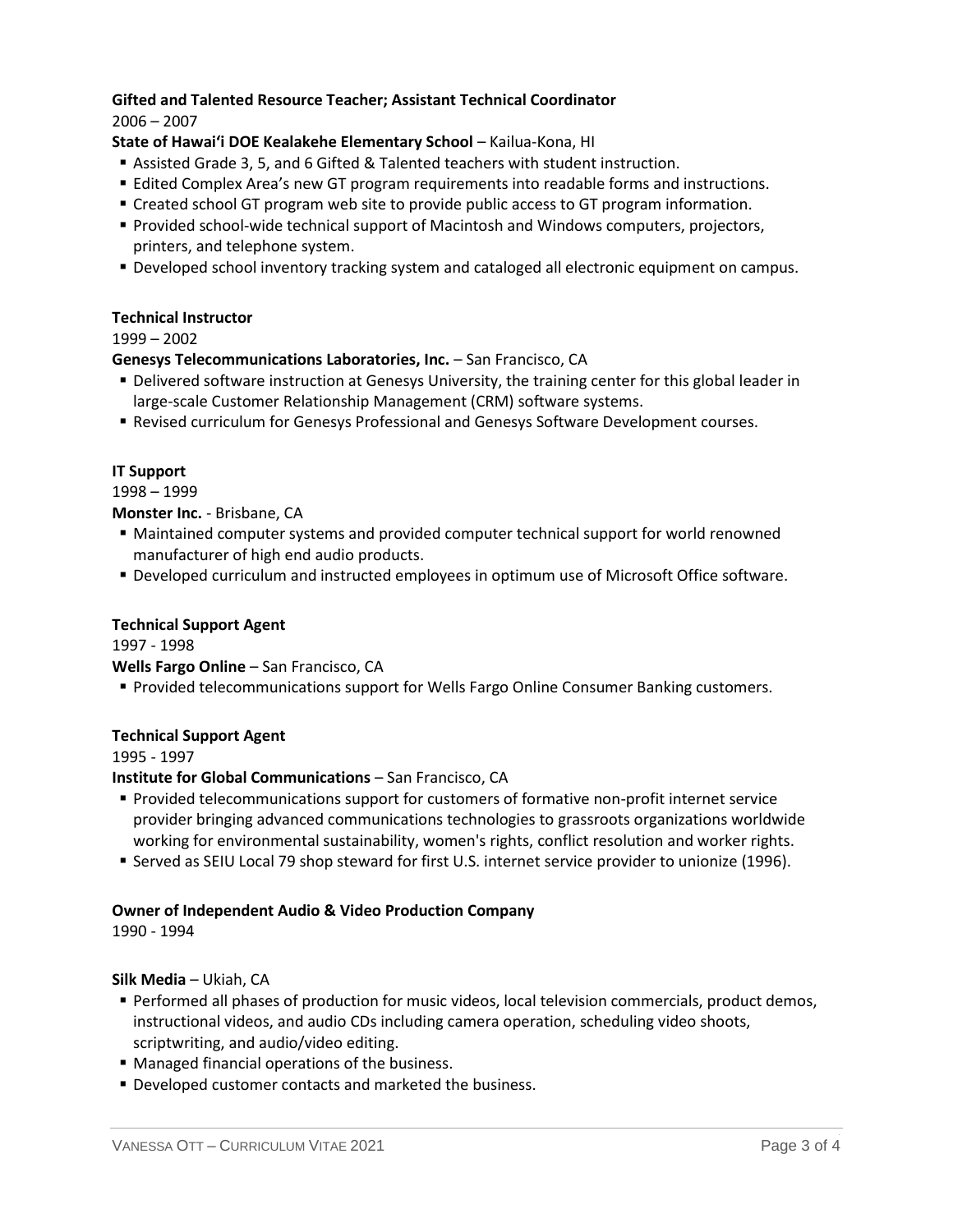**Gifted and Talented Resource Teacher; Assistant Technical Coordinator**
2006 – 2007
**State of Hawai'i DOE Kealakehe Elementary School** – Kailua-Kona, HI

- Assisted Grade 3, 5, and 6 Gifted & Talented teachers with student instruction.
- Edited Complex Area's new GT program requirements into readable forms and instructions.
- Created school GT program web site to provide public access to GT program information.
- Provided school-wide technical support of Macintosh and Windows computers, projectors, printers, and telephone system.
- Developed school inventory tracking system and cataloged all electronic equipment on campus.

**Technical Instructor**
1999 – 2002
**Genesys Telecommunications Laboratories, Inc.** – San Francisco, CA

- Delivered software instruction at Genesys University, the training center for this global leader in large-scale Customer Relationship Management (CRM) software systems.
- Revised curriculum for Genesys Professional and Genesys Software Development courses.

**IT Support**
1998 – 1999
**Monster Inc.** - Brisbane, CA

- Maintained computer systems and provided computer technical support for world renowned manufacturer of high end audio products.
- Developed curriculum and instructed employees in optimum use of Microsoft Office software.

**Technical Support Agent**
1997 - 1998
**Wells Fargo Online** – San Francisco, CA

- Provided telecommunications support for Wells Fargo Online Consumer Banking customers.

**Technical Support Agent**
1995 - 1997
**Institute for Global Communications** – San Francisco, CA

- Provided telecommunications support for customers of formative non-profit internet service provider bringing advanced communications technologies to grassroots organizations worldwide working for environmental sustainability, women's rights, conflict resolution and worker rights.
- Served as SEIU Local 79 shop steward for first U.S. internet service provider to unionize (1996).

**Owner of Independent Audio & Video Production Company**
1990 - 1994

**Silk Media** – Ukiah, CA

- Performed all phases of production for music videos, local television commercials, product demos, instructional videos, and audio CDs including camera operation, scheduling video shoots, scriptwriting, and audio/video editing.
- Managed financial operations of the business.
- Developed customer contacts and marketed the business.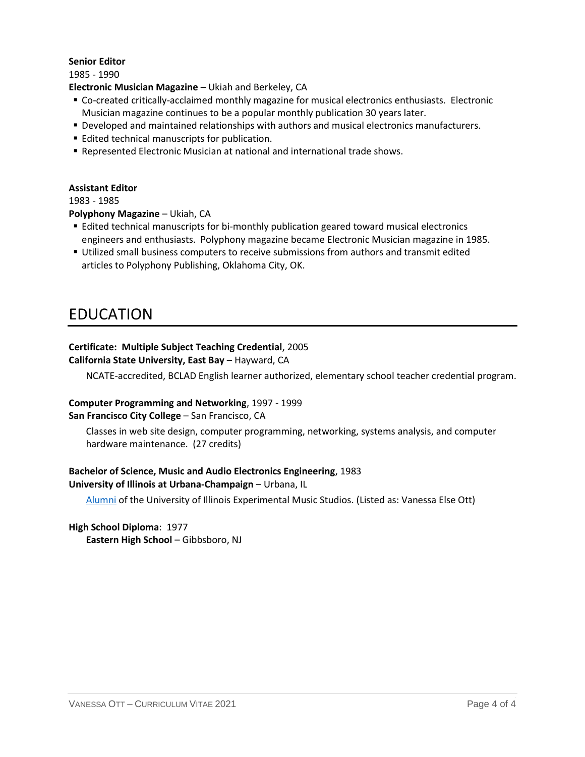**Senior Editor**
1985 - 1990
**Electronic Musician Magazine** – Ukiah and Berkeley, CA

- Co-created critically-acclaimed monthly magazine for musical electronics enthusiasts. Electronic Musician magazine continues to be a popular monthly publication 30 years later.
- Developed and maintained relationships with authors and musical electronics manufacturers.
- Edited technical manuscripts for publication.
- Represented Electronic Musician at national and international trade shows.

**Assistant Editor**
1983 - 1985
**Polyphony Magazine** – Ukiah, CA

- Edited technical manuscripts for bi-monthly publication geared toward musical electronics engineers and enthusiasts. Polyphony magazine became Electronic Musician magazine in 1985.
- Utilized small business computers to receive submissions from authors and transmit edited articles to Polyphony Publishing, Oklahoma City, OK.

# EDUCATION

**Certificate: Multiple Subject Teaching Credential**, 2005
**California State University, East Bay** – Hayward, CA

NCATE-accredited, BCLAD English learner authorized, elementary school teacher credential program.

**Computer Programming and Networking**, 1997 - 1999
**San Francisco City College** – San Francisco, CA

Classes in web site design, computer programming, networking, systems analysis, and computer hardware maintenance. (27 credits)

**Bachelor of Science, Music and Audio Electronics Engineering**, 1983
**University of Illinois at Urbana-Champaign** – Urbana, IL

Alumni of the University of Illinois Experimental Music Studios. (Listed as: Vanessa Else Ott)

**High School Diploma**: 1977
**Eastern High School** – Gibbsboro, NJ